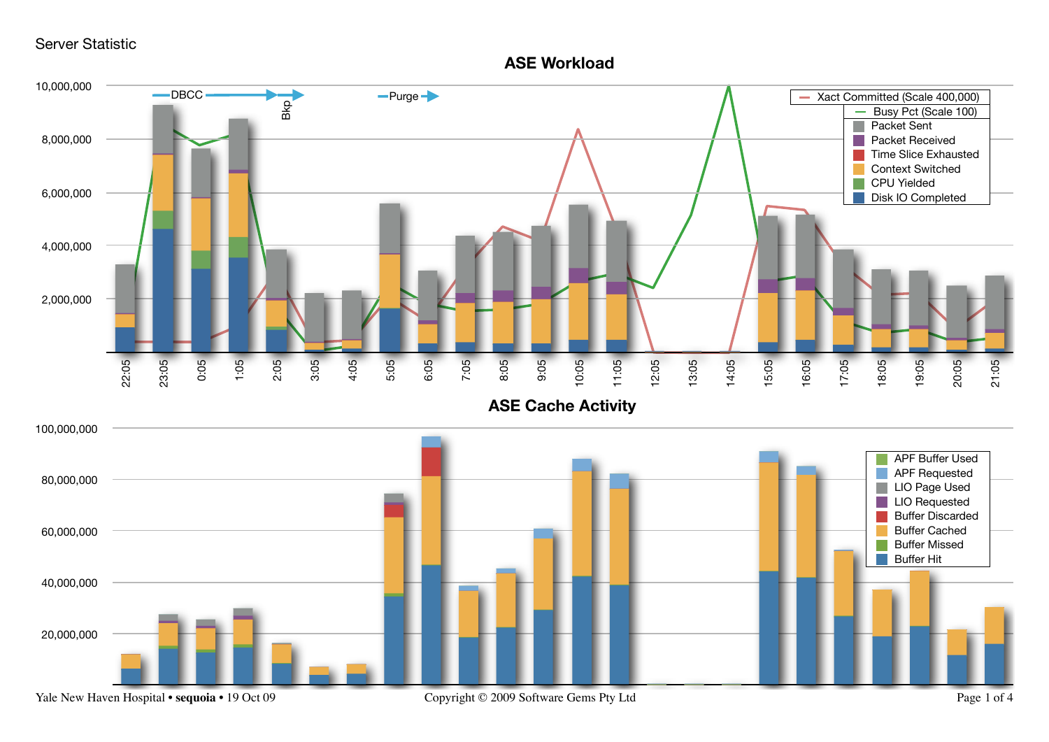Server Statistic

## ASE Workload

DBCC → Bkp → Purge →

Legend: Xact Committed (Scale 400,000), Busy Pct (Scale 100), Packet Sent, Packet Received, Time Slice Exhausted, Context Switched, CPU Yielded, Disk IO Completed

Y-axis: 2,000,000; 4,000,000; 6,000,000; 8,000,000; 10,000,000

X-axis: 22:05, 23:05, 0:05, 1:05, 2:05, 3:05, 4:05, 5:05, 6:05, 7:05, 8:05, 9:05, 10:05, 11:05, 12:05, 13:05, 14:05, 15:05, 16:05, 17:05, 18:05, 19:05, 20:05, 21:05

## ASE Cache Activity

Legend: APF Buffer Used, APF Requested, LIO Page Used, LIO Requested, Buffer Discarded, Buffer Cached, Buffer Missed, Buffer Hit

Y-axis: 20,000,000; 40,000,000; 60,000,000; 80,000,000; 100,000,000

Yale New Haven Hospital • **sequoia** • 19 Oct 09

Copyright © 2009 Software Gems Pty Ltd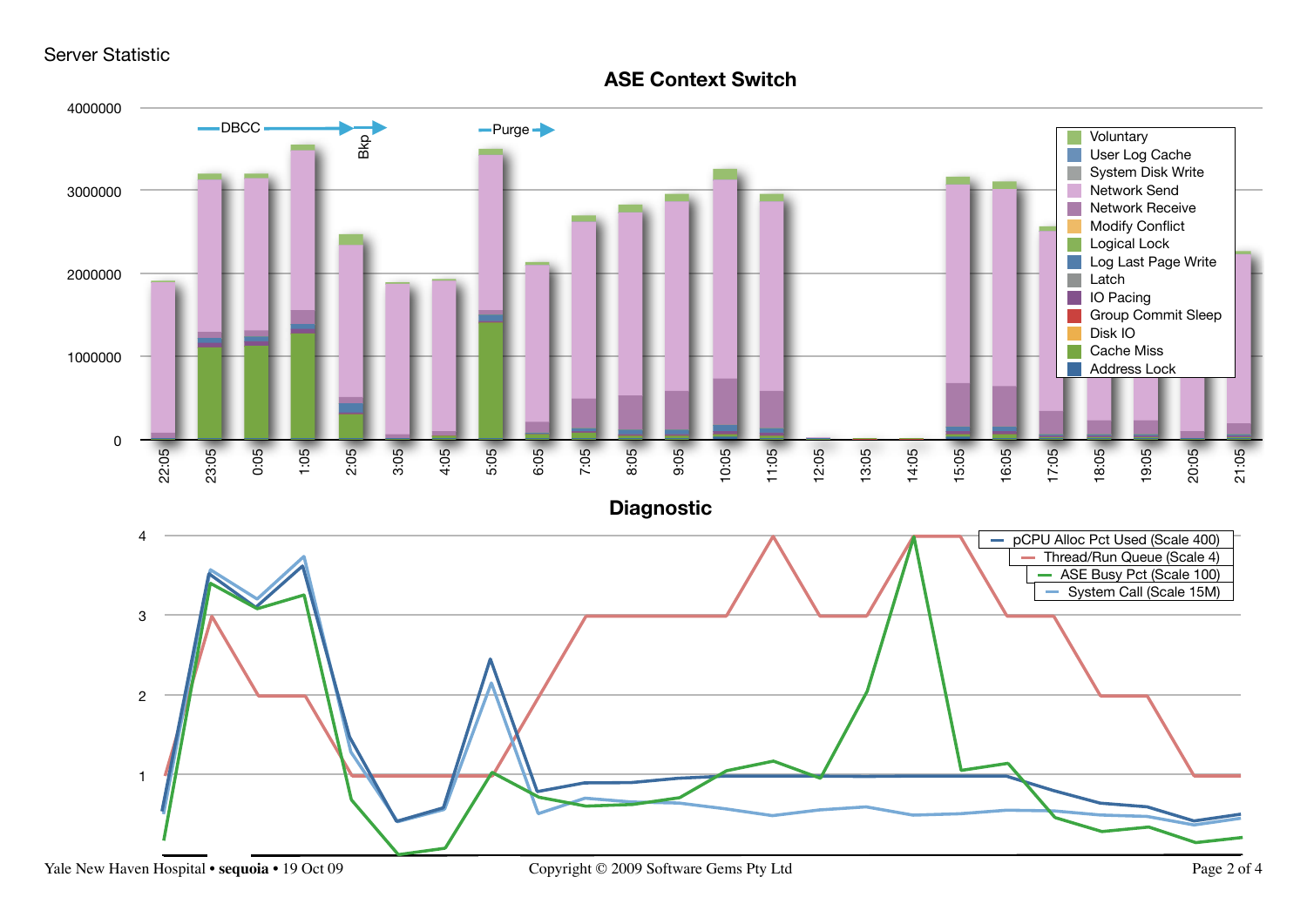Server Statistic

## ASE Context Switch

## Diagnostic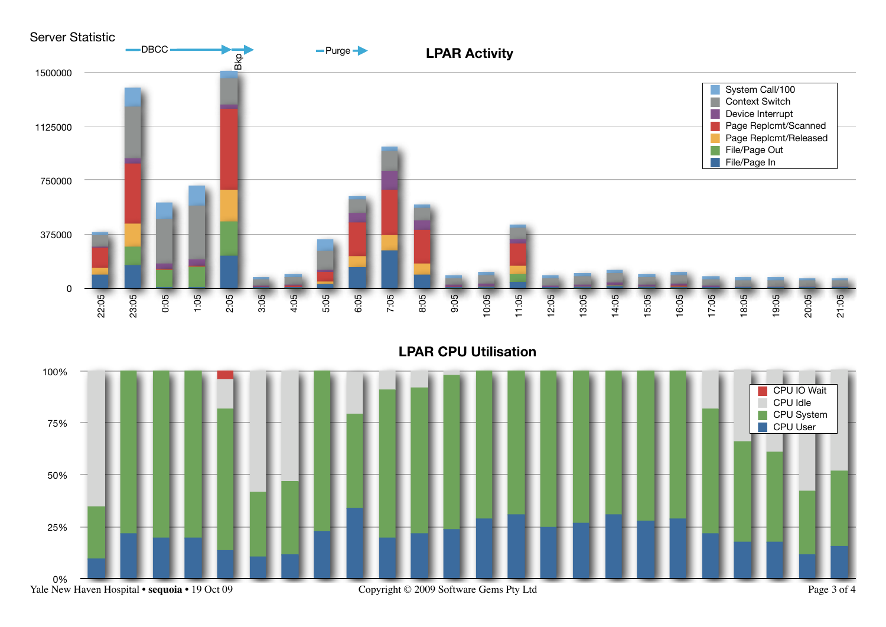Server Statistic

## LPAR Activity

DBCC → Bkp → Purge →

Legend: System Call/100, Context Switch, Device Interrupt, Page Replcmt/Scanned, Page Replcmt/Released, File/Page Out, File/Page In

Y-axis: 0, 375000, 750000, 1125000, 1500000

X-axis: 22:05, 23:05, 0:05, 1:05, 2:05, 3:05, 4:05, 5:05, 6:05, 7:05, 8:05, 9:05, 10:05, 11:05, 12:05, 13:05, 14:05, 15:05, 16:05, 17:05, 18:05, 19:05, 20:05, 21:05

## LPAR CPU Utilisation

Legend: CPU IO Wait, CPU Idle, CPU System, CPU User

Y-axis: 0%, 25%, 50%, 75%, 100%

Yale New Haven Hospital • **sequoia** • 19 Oct 09

Copyright © 2009 Software Gems Pty Ltd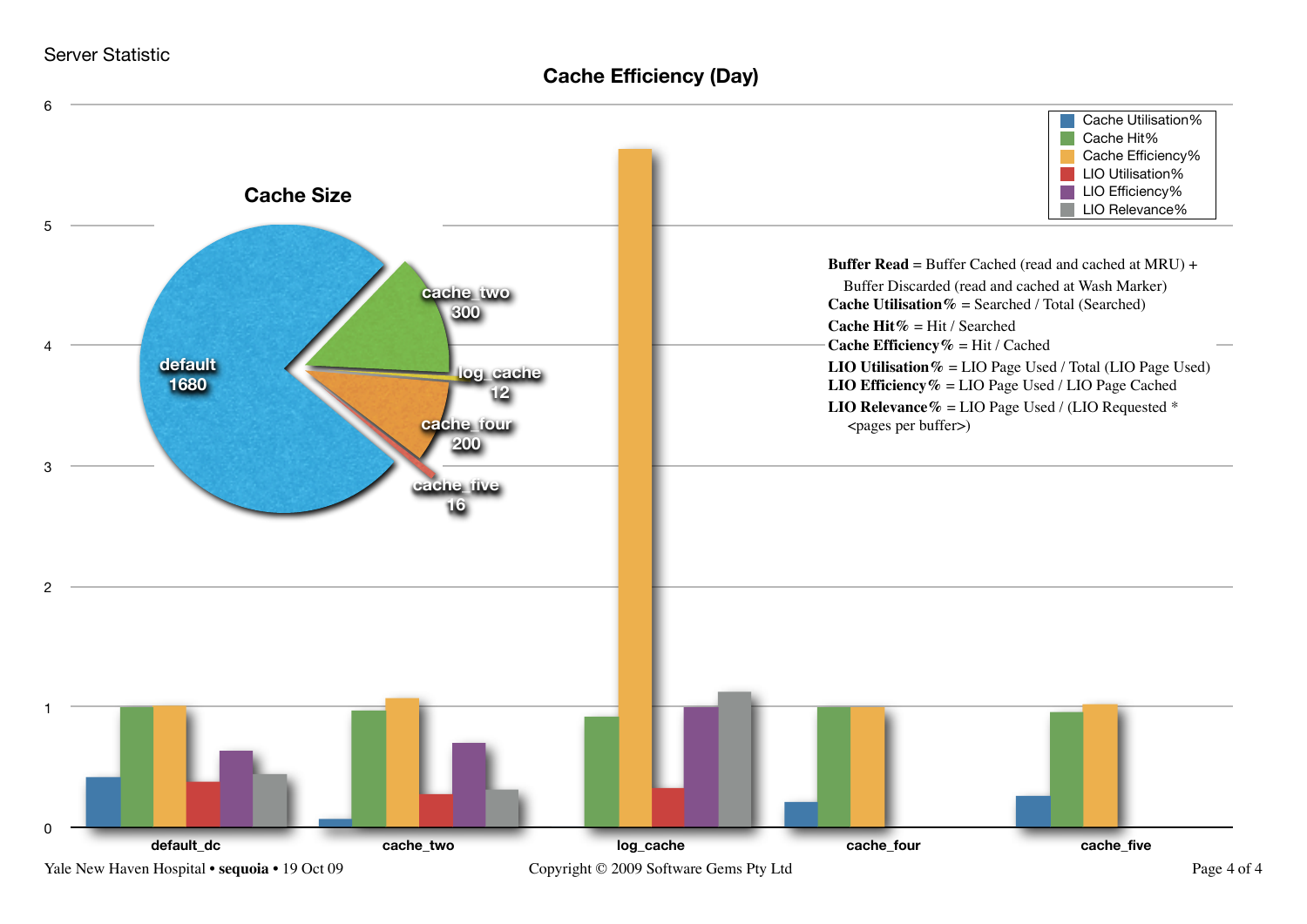Server Statistic

## Cache Efficiency (Day)

6

5

4

3

2

1

0

### Cache Size

default 1680

cache_two 300

log_cache 12

cache_four 200

cache_five 16

Cache Utilisation%
Cache Hit%
Cache Efficiency%
LIO Utilisation%
LIO Efficiency%
LIO Relevance%

**Buffer Read** = Buffer Cached (read and cached at MRU) + Buffer Discarded (read and cached at Wash Marker)
**Cache Utilisation%** = Searched / Total (Searched)
**Cache Hit%** = Hit / Searched
**Cache Efficiency%** = Hit / Cached
**LIO Utilisation%** = LIO Page Used / Total (LIO Page Used)
**LIO Efficiency%** = LIO Page Used / LIO Page Cached
**LIO Relevance%** = LIO Page Used / (LIO Requested * <pages per buffer>)

default_dc

cache_two

log_cache

cache_four

cache_five

Yale New Haven Hospital • **sequoia** • 19 Oct 09

Copyright © 2009 Software Gems Pty Ltd